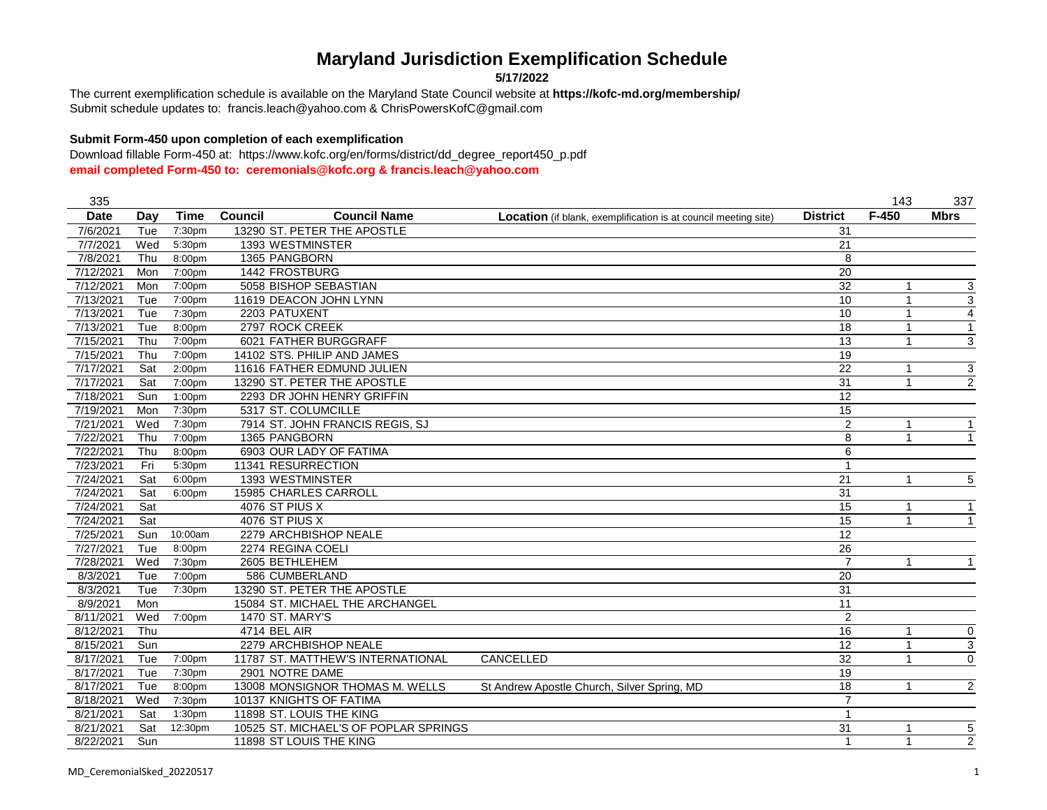# Maryland Jurisdiction Exemplification Schedule

**5/17/2022**

The current exemplification schedule is available on the Maryland State Council website at **https://kofc-md.org/membership/**
Submit schedule updates to: francis.leach@yahoo.com & ChrisPowersKofC@gmail.com

**Submit Form-450 upon completion of each exemplification**

Download fillable Form-450 at: https://www.kofc.org/en/forms/district/dd_degree_report450_p.pdf
**email completed Form-450 to: ceremonials@kofc.org & francis.leach@yahoo.com**

| 335 | | | | | | | 143 | 337 |
|---|---|---|---|---|---|---|---|---|
| **Date** | **Day** | **Time** | **Council** | **Council Name** | **Location** (if blank, exemplification is at council meeting site) | **District** | **F-450** | **Mbrs** |
| 7/6/2021 | Tue | 7:30pm | 13290 | ST. PETER THE APOSTLE | | 31 | | |
| 7/7/2021 | Wed | 5:30pm | 1393 | WESTMINSTER | | 21 | | |
| 7/8/2021 | Thu | 8:00pm | 1365 | PANGBORN | | 8 | | |
| 7/12/2021 | Mon | 7:00pm | 1442 | FROSTBURG | | 20 | | |
| 7/12/2021 | Mon | 7:00pm | 5058 | BISHOP SEBASTIAN | | 32 | 1 | 3 |
| 7/13/2021 | Tue | 7:00pm | 11619 | DEACON JOHN LYNN | | 10 | 1 | 3 |
| 7/13/2021 | Tue | 7:30pm | 2203 | PATUXENT | | 10 | 1 | 4 |
| 7/13/2021 | Tue | 8:00pm | 2797 | ROCK CREEK | | 18 | 1 | 1 |
| 7/15/2021 | Thu | 7:00pm | 6021 | FATHER BURGGRAFF | | 13 | 1 | 3 |
| 7/15/2021 | Thu | 7:00pm | 14102 | STS. PHILIP AND JAMES | | 19 | | |
| 7/17/2021 | Sat | 2:00pm | 11616 | FATHER EDMUND JULIEN | | 22 | 1 | 3 |
| 7/17/2021 | Sat | 7:00pm | 13290 | ST. PETER THE APOSTLE | | 31 | 1 | 2 |
| 7/18/2021 | Sun | 1:00pm | 2293 | DR JOHN HENRY GRIFFIN | | 12 | | |
| 7/19/2021 | Mon | 7:30pm | 5317 | ST. COLUMCILLE | | 15 | | |
| 7/21/2021 | Wed | 7:30pm | 7914 | ST. JOHN FRANCIS REGIS, SJ | | 2 | 1 | 1 |
| 7/22/2021 | Thu | 7:00pm | 1365 | PANGBORN | | 8 | 1 | 1 |
| 7/22/2021 | Thu | 8:00pm | 6903 | OUR LADY OF FATIMA | | 6 | | |
| 7/23/2021 | Fri | 5:30pm | 11341 | RESURRECTION | | 1 | | |
| 7/24/2021 | Sat | 6:00pm | 1393 | WESTMINSTER | | 21 | 1 | 5 |
| 7/24/2021 | Sat | 6:00pm | 15985 | CHARLES CARROLL | | 31 | | |
| 7/24/2021 | Sat | | 4076 | ST PIUS X | | 15 | 1 | 1 |
| 7/24/2021 | Sat | | 4076 | ST PIUS X | | 15 | 1 | 1 |
| 7/25/2021 | Sun | 10:00am | 2279 | ARCHBISHOP NEALE | | 12 | | |
| 7/27/2021 | Tue | 8:00pm | 2274 | REGINA COELI | | 26 | | |
| 7/28/2021 | Wed | 7:30pm | 2605 | BETHLEHEM | | 7 | 1 | 1 |
| 8/3/2021 | Tue | 7:00pm | 586 | CUMBERLAND | | 20 | | |
| 8/3/2021 | Tue | 7:30pm | 13290 | ST. PETER THE APOSTLE | | 31 | | |
| 8/9/2021 | Mon | | 15084 | ST. MICHAEL THE ARCHANGEL | | 11 | | |
| 8/11/2021 | Wed | 7:00pm | 1470 | ST. MARY'S | | 2 | | |
| 8/12/2021 | Thu | | 4714 | BEL AIR | | 16 | 1 | 0 |
| 8/15/2021 | Sun | | 2279 | ARCHBISHOP NEALE | | 12 | 1 | 3 |
| 8/17/2021 | Tue | 7:00pm | 11787 | ST. MATTHEW'S INTERNATIONAL | CANCELLED | 32 | 1 | 0 |
| 8/17/2021 | Tue | 7:30pm | 2901 | NOTRE DAME | | 19 | | |
| 8/17/2021 | Tue | 8:00pm | 13008 | MONSIGNOR THOMAS M. WELLS | St Andrew Apostle Church, Silver Spring, MD | 18 | 1 | 2 |
| 8/18/2021 | Wed | 7:30pm | 10137 | KNIGHTS OF FATIMA | | 7 | | |
| 8/21/2021 | Sat | 1:30pm | 11898 | ST. LOUIS THE KING | | 1 | | |
| 8/21/2021 | Sat | 12:30pm | 10525 | ST. MICHAEL'S OF POPLAR SPRINGS | | 31 | 1 | 5 |
| 8/22/2021 | Sun | | 11898 | ST LOUIS THE KING | | 1 | 1 | 2 |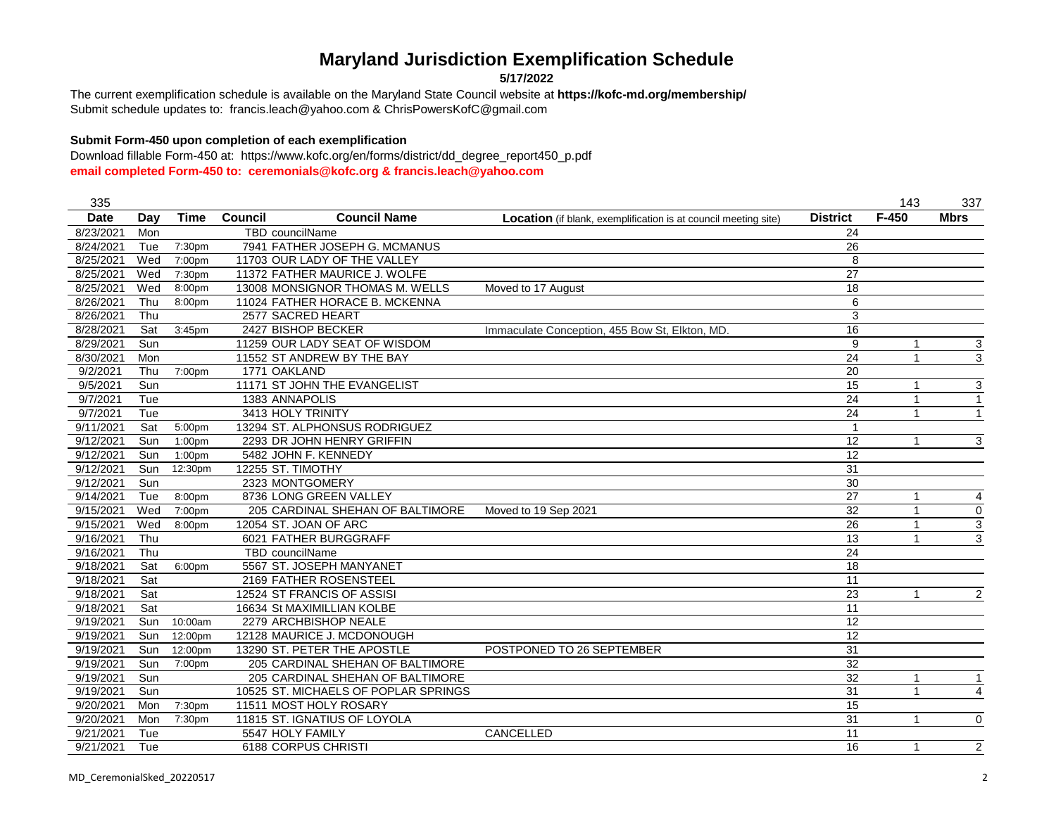# Maryland Jurisdiction Exemplification Schedule

**5/17/2022**

The current exemplification schedule is available on the Maryland State Council website at **https://kofc-md.org/membership/**
Submit schedule updates to: francis.leach@yahoo.com & ChrisPowersKofC@gmail.com

**Submit Form-450 upon completion of each exemplification**

Download fillable Form-450 at: https://www.kofc.org/en/forms/district/dd_degree_report450_p.pdf
**email completed Form-450 to: ceremonials@kofc.org & francis.leach@yahoo.com**

| 335 | | | | | | | 143 | 337 |
|---|---|---|---|---|---|---|---|---|
| **Date** | **Day** | **Time** | **Council** | **Council Name** | **Location** (if blank, exemplification is at council meeting site) | **District** | **F-450** | **Mbrs** |
| 8/23/2021 | Mon | | TBD | councilName | | 24 | | |
| 8/24/2021 | Tue | 7:30pm | 7941 | FATHER JOSEPH G. MCMANUS | | 26 | | |
| 8/25/2021 | Wed | 7:00pm | 11703 | OUR LADY OF THE VALLEY | | 8 | | |
| 8/25/2021 | Wed | 7:30pm | 11372 | FATHER MAURICE J. WOLFE | | 27 | | |
| 8/25/2021 | Wed | 8:00pm | 13008 | MONSIGNOR THOMAS M. WELLS | Moved to 17 August | 18 | | |
| 8/26/2021 | Thu | 8:00pm | 11024 | FATHER HORACE B. MCKENNA | | 6 | | |
| 8/26/2021 | Thu | | 2577 | SACRED HEART | | 3 | | |
| 8/28/2021 | Sat | 3:45pm | 2427 | BISHOP BECKER | Immaculate Conception, 455 Bow St, Elkton, MD. | 16 | | |
| 8/29/2021 | Sun | | 11259 | OUR LADY SEAT OF WISDOM | | 9 | 1 | 3 |
| 8/30/2021 | Mon | | 11552 | ST ANDREW BY THE BAY | | 24 | 1 | 3 |
| 9/2/2021 | Thu | 7:00pm | 1771 | OAKLAND | | 20 | | |
| 9/5/2021 | Sun | | 11171 | ST JOHN THE EVANGELIST | | 15 | 1 | 3 |
| 9/7/2021 | Tue | | 1383 | ANNAPOLIS | | 24 | 1 | 1 |
| 9/7/2021 | Tue | | 3413 | HOLY TRINITY | | 24 | 1 | 1 |
| 9/11/2021 | Sat | 5:00pm | 13294 | ST. ALPHONSUS RODRIGUEZ | | 1 | | |
| 9/12/2021 | Sun | 1:00pm | 2293 | DR JOHN HENRY GRIFFIN | | 12 | 1 | 3 |
| 9/12/2021 | Sun | 1:00pm | 5482 | JOHN F. KENNEDY | | 12 | | |
| 9/12/2021 | Sun | 12:30pm | 12255 | ST. TIMOTHY | | 31 | | |
| 9/12/2021 | Sun | | 2323 | MONTGOMERY | | 30 | | |
| 9/14/2021 | Tue | 8:00pm | 8736 | LONG GREEN VALLEY | | 27 | 1 | 4 |
| 9/15/2021 | Wed | 7:00pm | 205 | CARDINAL SHEHAN OF BALTIMORE | Moved to 19 Sep 2021 | 32 | 1 | 0 |
| 9/15/2021 | Wed | 8:00pm | 12054 | ST. JOAN OF ARC | | 26 | 1 | 3 |
| 9/16/2021 | Thu | | 6021 | FATHER BURGGRAFF | | 13 | 1 | 3 |
| 9/16/2021 | Thu | | TBD | councilName | | 24 | | |
| 9/18/2021 | Sat | 6:00pm | 5567 | ST. JOSEPH MANYANET | | 18 | | |
| 9/18/2021 | Sat | | 2169 | FATHER ROSENSTEEL | | 11 | | |
| 9/18/2021 | Sat | | 12524 | ST FRANCIS OF ASSISI | | 23 | 1 | 2 |
| 9/18/2021 | Sat | | 16634 | St MAXIMILLIAN KOLBE | | 11 | | |
| 9/19/2021 | Sun | 10:00am | 2279 | ARCHBISHOP NEALE | | 12 | | |
| 9/19/2021 | Sun | 12:00pm | 12128 | MAURICE J. MCDONOUGH | | 12 | | |
| 9/19/2021 | Sun | 12:00pm | 13290 | ST. PETER THE APOSTLE | POSTPONED TO 26 SEPTEMBER | 31 | | |
| 9/19/2021 | Sun | 7:00pm | 205 | CARDINAL SHEHAN OF BALTIMORE | | 32 | | |
| 9/19/2021 | Sun | | 205 | CARDINAL SHEHAN OF BALTIMORE | | 32 | 1 | 1 |
| 9/19/2021 | Sun | | 10525 | ST. MICHAELS OF POPLAR SPRINGS | | 31 | 1 | 4 |
| 9/20/2021 | Mon | 7:30pm | 11511 | MOST HOLY ROSARY | | 15 | | |
| 9/20/2021 | Mon | 7:30pm | 11815 | ST. IGNATIUS OF LOYOLA | | 31 | 1 | 0 |
| 9/21/2021 | Tue | | 5547 | HOLY FAMILY | CANCELLED | 11 | | |
| 9/21/2021 | Tue | | 6188 | CORPUS CHRISTI | | 16 | 1 | 2 |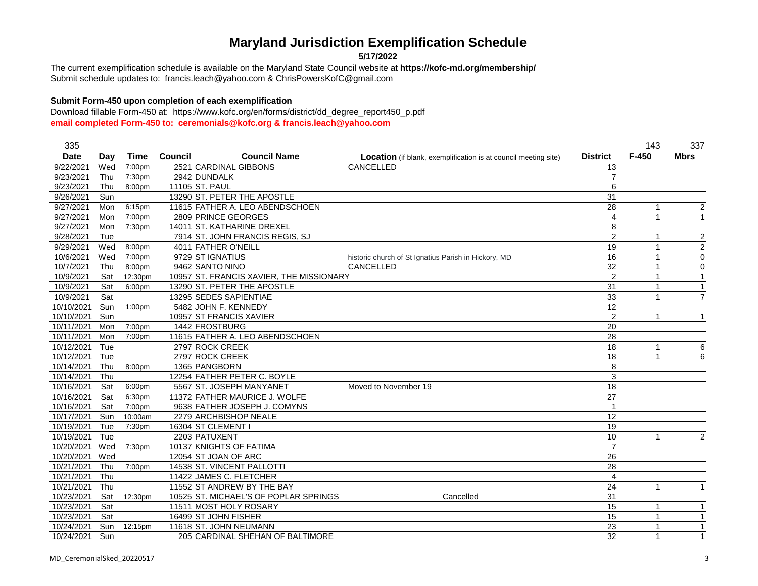# Maryland Jurisdiction Exemplification Schedule

**5/17/2022**

The current exemplification schedule is available on the Maryland State Council website at **https://kofc-md.org/membership/**
Submit schedule updates to: francis.leach@yahoo.com & ChrisPowersKofC@gmail.com

**Submit Form-450 upon completion of each exemplification**

Download fillable Form-450 at: https://www.kofc.org/en/forms/district/dd_degree_report450_p.pdf
**email completed Form-450 to: ceremonials@kofc.org & francis.leach@yahoo.com**

| 335 | | | | | | | 143 | 337 |
|---|---|---|---|---|---|---|---|---|
| **Date** | **Day** | **Time** | **Council** | **Council Name** | **Location** (if blank, exemplification is at council meeting site) | **District** | **F-450** | **Mbrs** |
| 9/22/2021 | Wed | 7:00pm | 2521 | CARDINAL GIBBONS | CANCELLED | 13 | | |
| 9/23/2021 | Thu | 7:30pm | 2942 | DUNDALK | | 7 | | |
| 9/23/2021 | Thu | 8:00pm | 11105 | ST. PAUL | | 6 | | |
| 9/26/2021 | Sun | | 13290 | ST. PETER THE APOSTLE | | 31 | | |
| 9/27/2021 | Mon | 6:15pm | 11615 | FATHER A. LEO ABENDSCHOEN | | 28 | 1 | 2 |
| 9/27/2021 | Mon | 7:00pm | 2809 | PRINCE GEORGES | | 4 | 1 | 1 |
| 9/27/2021 | Mon | 7:30pm | 14011 | ST. KATHARINE DREXEL | | 8 | | |
| 9/28/2021 | Tue | | 7914 | ST. JOHN FRANCIS REGIS, SJ | | 2 | 1 | 2 |
| 9/29/2021 | Wed | 8:00pm | 4011 | FATHER O'NEILL | | 19 | 1 | 2 |
| 10/6/2021 | Wed | 7:00pm | 9729 | ST IGNATIUS | historic church of St Ignatius Parish in Hickory, MD | 16 | 1 | 0 |
| 10/7/2021 | Thu | 8:00pm | 9462 | SANTO NINO | CANCELLED | 32 | 1 | 0 |
| 10/9/2021 | Sat | 12:30pm | 10957 | ST. FRANCIS XAVIER, THE MISSIONARY | | 2 | 1 | 1 |
| 10/9/2021 | Sat | 6:00pm | 13290 | ST. PETER THE APOSTLE | | 31 | 1 | 1 |
| 10/9/2021 | Sat | | 13295 | SEDES SAPIENTIAE | | 33 | 1 | 7 |
| 10/10/2021 | Sun | 1:00pm | 5482 | JOHN F. KENNEDY | | 12 | | |
| 10/10/2021 | Sun | | 10957 | ST FRANCIS XAVIER | | 2 | 1 | 1 |
| 10/11/2021 | Mon | 7:00pm | 1442 | FROSTBURG | | 20 | | |
| 10/11/2021 | Mon | 7:00pm | 11615 | FATHER A. LEO ABENDSCHOEN | | 28 | | |
| 10/12/2021 | Tue | | 2797 | ROCK CREEK | | 18 | 1 | 6 |
| 10/12/2021 | Tue | | 2797 | ROCK CREEK | | 18 | 1 | 6 |
| 10/14/2021 | Thu | 8:00pm | 1365 | PANGBORN | | 8 | | |
| 10/14/2021 | Thu | | 12254 | FATHER PETER C. BOYLE | | 3 | | |
| 10/16/2021 | Sat | 6:00pm | 5567 | ST. JOSEPH MANYANET | Moved to November 19 | 18 | | |
| 10/16/2021 | Sat | 6:30pm | 11372 | FATHER MAURICE J. WOLFE | | 27 | | |
| 10/16/2021 | Sat | 7:00pm | 9638 | FATHER JOSEPH J. COMYNS | | 1 | | |
| 10/17/2021 | Sun | 10:00am | 2279 | ARCHBISHOP NEALE | | 12 | | |
| 10/19/2021 | Tue | 7:30pm | 16304 | ST CLEMENT I | | 19 | | |
| 10/19/2021 | Tue | | 2203 | PATUXENT | | 10 | 1 | 2 |
| 10/20/2021 | Wed | 7:30pm | 10137 | KNIGHTS OF FATIMA | | 7 | | |
| 10/20/2021 | Wed | | 12054 | ST JOAN OF ARC | | 26 | | |
| 10/21/2021 | Thu | 7:00pm | 14538 | ST. VINCENT PALLOTTI | | 28 | | |
| 10/21/2021 | Thu | | 11422 | JAMES C. FLETCHER | | 4 | | |
| 10/21/2021 | Thu | | 11552 | ST ANDREW BY THE BAY | | 24 | 1 | 1 |
| 10/23/2021 | Sat | 12:30pm | 10525 | ST. MICHAEL'S OF POPLAR SPRINGS | Cancelled | 31 | | |
| 10/23/2021 | Sat | | 11511 | MOST HOLY ROSARY | | 15 | 1 | 1 |
| 10/23/2021 | Sat | | 16499 | ST JOHN FISHER | | 15 | 1 | 1 |
| 10/24/2021 | Sun | 12:15pm | 11618 | ST. JOHN NEUMANN | | 23 | 1 | 1 |
| 10/24/2021 | Sun | | 205 | CARDINAL SHEHAN OF BALTIMORE | | 32 | 1 | 1 |

MD_CeremonialSked_20220517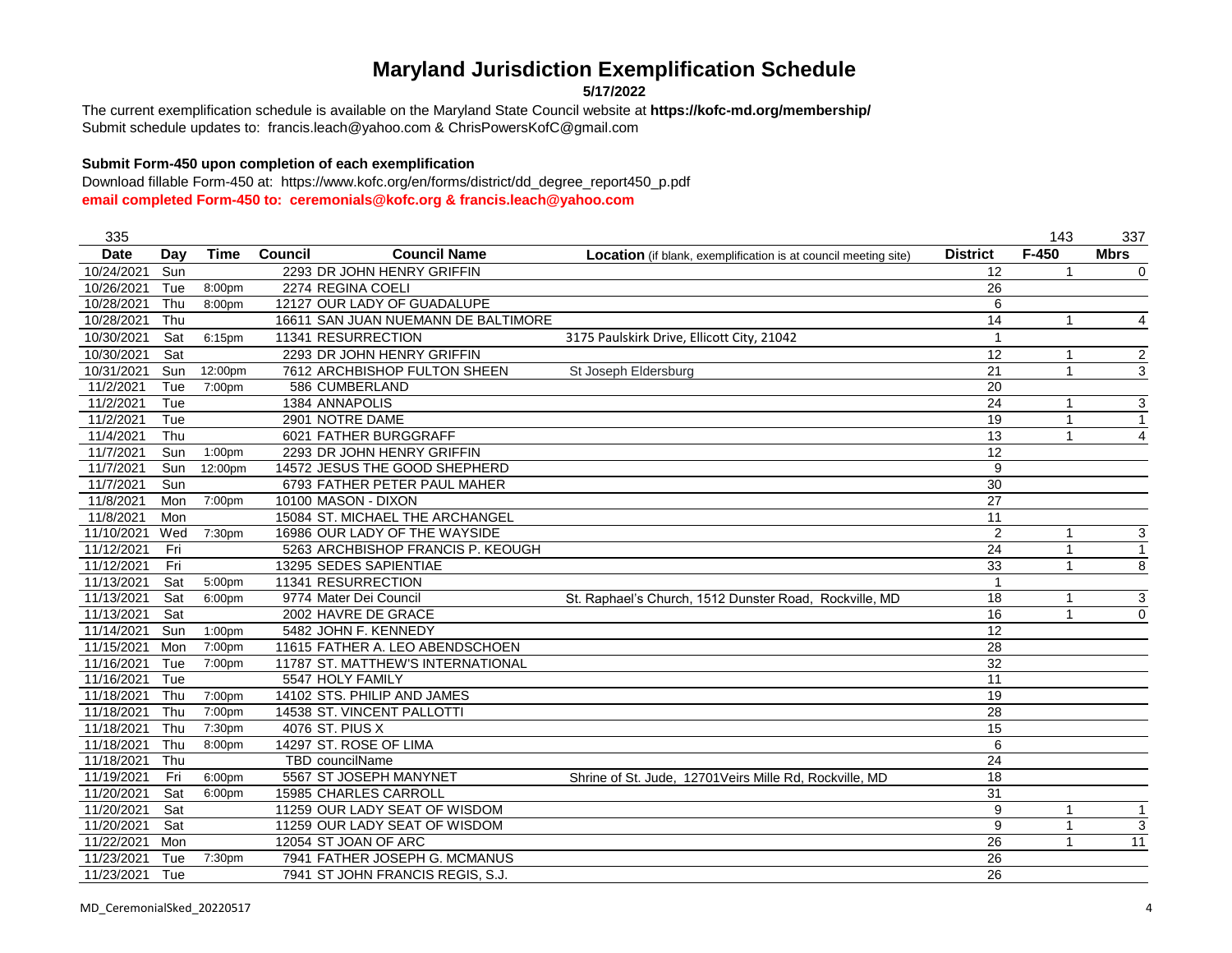# Maryland Jurisdiction Exemplification Schedule

**5/17/2022**

The current exemplification schedule is available on the Maryland State Council website at **https://kofc-md.org/membership/**
Submit schedule updates to: francis.leach@yahoo.com & ChrisPowersKofC@gmail.com

**Submit Form-450 upon completion of each exemplification**

Download fillable Form-450 at: https://www.kofc.org/en/forms/district/dd_degree_report450_p.pdf
**email completed Form-450 to: ceremonials@kofc.org & francis.leach@yahoo.com**

| 335 | | | | | | | 143 | 337 |
|---|---|---|---|---|---|---|---|---|
| **Date** | **Day** | **Time** | **Council** | **Council Name** | **Location** (if blank, exemplification is at council meeting site) | **District** | **F-450** | **Mbrs** |
| 10/24/2021 | Sun | | 2293 | DR JOHN HENRY GRIFFIN | | 12 | 1 | 0 |
| 10/26/2021 | Tue | 8:00pm | 2274 | REGINA COELI | | 26 | | |
| 10/28/2021 | Thu | 8:00pm | 12127 | OUR LADY OF GUADALUPE | | 6 | | |
| 10/28/2021 | Thu | | 16611 | SAN JUAN NUEMANN DE BALTIMORE | | 14 | 1 | 4 |
| 10/30/2021 | Sat | 6:15pm | 11341 | RESURRECTION | 3175 Paulskirk Drive, Ellicott City, 21042 | 1 | | |
| 10/30/2021 | Sat | | 2293 | DR JOHN HENRY GRIFFIN | | 12 | 1 | 2 |
| 10/31/2021 | Sun | 12:00pm | 7612 | ARCHBISHOP FULTON SHEEN | St Joseph Eldersburg | 21 | 1 | 3 |
| 11/2/2021 | Tue | 7:00pm | 586 | CUMBERLAND | | 20 | | |
| 11/2/2021 | Tue | | 1384 | ANNAPOLIS | | 24 | 1 | 3 |
| 11/2/2021 | Tue | | 2901 | NOTRE DAME | | 19 | 1 | 1 |
| 11/4/2021 | Thu | | 6021 | FATHER BURGGRAFF | | 13 | 1 | 4 |
| 11/7/2021 | Sun | 1:00pm | 2293 | DR JOHN HENRY GRIFFIN | | 12 | | |
| 11/7/2021 | Sun | 12:00pm | 14572 | JESUS THE GOOD SHEPHERD | | 9 | | |
| 11/7/2021 | Sun | | 6793 | FATHER PETER PAUL MAHER | | 30 | | |
| 11/8/2021 | Mon | 7:00pm | 10100 | MASON - DIXON | | 27 | | |
| 11/8/2021 | Mon | | 15084 | ST. MICHAEL THE ARCHANGEL | | 11 | | |
| 11/10/2021 | Wed | 7:30pm | 16986 | OUR LADY OF THE WAYSIDE | | 2 | 1 | 3 |
| 11/12/2021 | Fri | | 5263 | ARCHBISHOP FRANCIS P. KEOUGH | | 24 | 1 | 1 |
| 11/12/2021 | Fri | | 13295 | SEDES SAPIENTIAE | | 33 | 1 | 8 |
| 11/13/2021 | Sat | 5:00pm | 11341 | RESURRECTION | | 1 | | |
| 11/13/2021 | Sat | 6:00pm | 9774 | Mater Dei Council | St. Raphael's Church, 1512 Dunster Road, Rockville, MD | 18 | 1 | 3 |
| 11/13/2021 | Sat | | 2002 | HAVRE DE GRACE | | 16 | 1 | 0 |
| 11/14/2021 | Sun | 1:00pm | 5482 | JOHN F. KENNEDY | | 12 | | |
| 11/15/2021 | Mon | 7:00pm | 11615 | FATHER A. LEO ABENDSCHOEN | | 28 | | |
| 11/16/2021 | Tue | 7:00pm | 11787 | ST. MATTHEW'S INTERNATIONAL | | 32 | | |
| 11/16/2021 | Tue | | 5547 | HOLY FAMILY | | 11 | | |
| 11/18/2021 | Thu | 7:00pm | 14102 | STS. PHILIP AND JAMES | | 19 | | |
| 11/18/2021 | Thu | 7:00pm | 14538 | ST. VINCENT PALLOTTI | | 28 | | |
| 11/18/2021 | Thu | 7:30pm | 4076 | ST. PIUS X | | 15 | | |
| 11/18/2021 | Thu | 8:00pm | 14297 | ST. ROSE OF LIMA | | 6 | | |
| 11/18/2021 | Thu | | TBD | councilName | | 24 | | |
| 11/19/2021 | Fri | 6:00pm | 5567 | ST JOSEPH MANYNET | Shrine of St. Jude, 12701Veirs Mille Rd, Rockville, MD | 18 | | |
| 11/20/2021 | Sat | 6:00pm | 15985 | CHARLES CARROLL | | 31 | | |
| 11/20/2021 | Sat | | 11259 | OUR LADY SEAT OF WISDOM | | 9 | 1 | 1 |
| 11/20/2021 | Sat | | 11259 | OUR LADY SEAT OF WISDOM | | 9 | 1 | 3 |
| 11/22/2021 | Mon | | 12054 | ST JOAN OF ARC | | 26 | 1 | 11 |
| 11/23/2021 | Tue | 7:30pm | 7941 | FATHER JOSEPH G. MCMANUS | | 26 | | |
| 11/23/2021 | Tue | | 7941 | ST JOHN FRANCIS REGIS, S.J. | | 26 | | |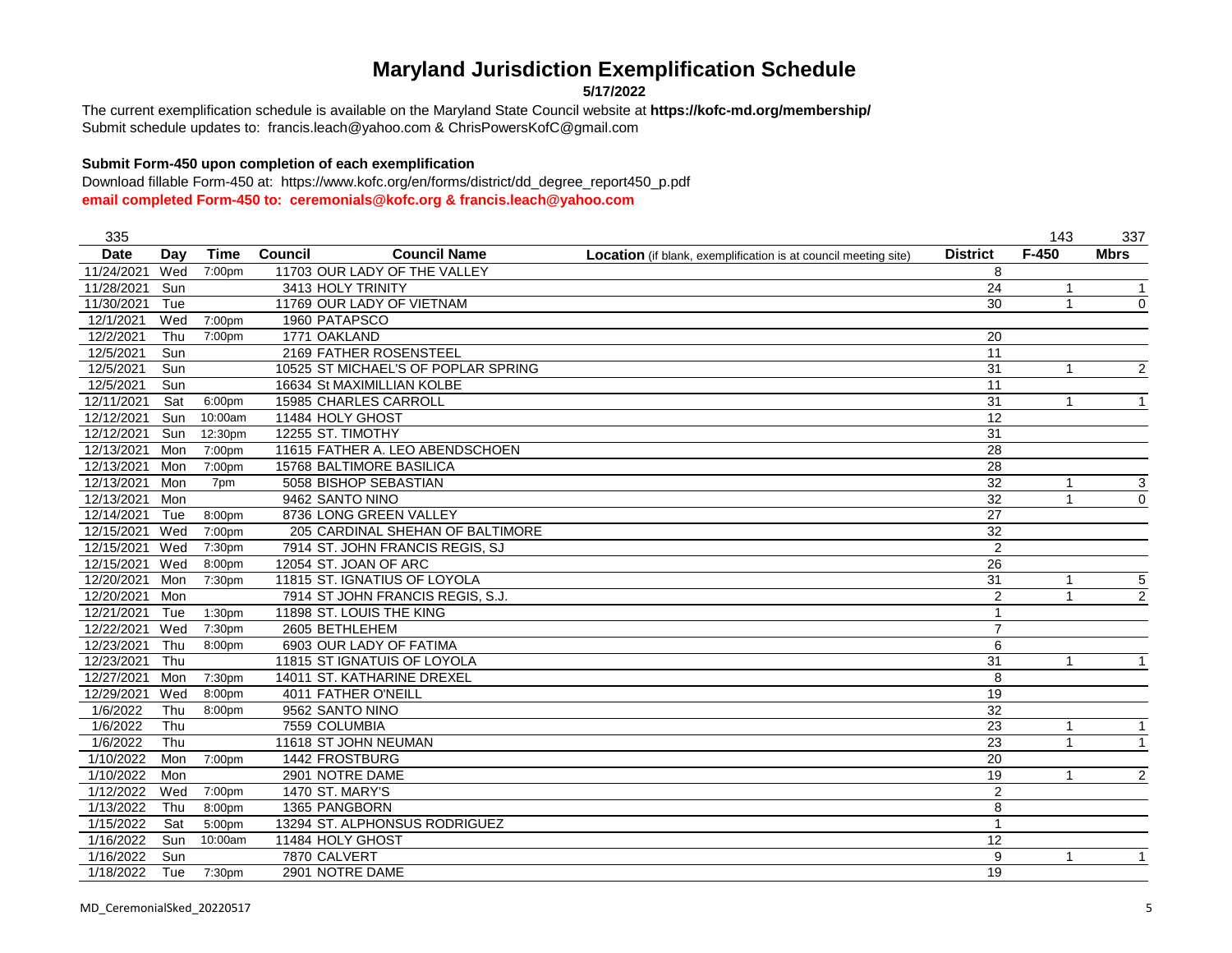# Maryland Jurisdiction Exemplification Schedule

**5/17/2022**

The current exemplification schedule is available on the Maryland State Council website at **https://kofc-md.org/membership/**
Submit schedule updates to: francis.leach@yahoo.com & ChrisPowersKofC@gmail.com

**Submit Form-450 upon completion of each exemplification**

Download fillable Form-450 at: https://www.kofc.org/en/forms/district/dd_degree_report450_p.pdf
**email completed Form-450 to: ceremonials@kofc.org & francis.leach@yahoo.com**

| 335 | | | | | | | 143 | 337 |
|---|---|---|---|---|---|---|---|---|
| **Date** | **Day** | **Time** | **Council** | **Council Name** | **Location** (if blank, exemplification is at council meeting site) | **District** | **F-450** | **Mbrs** |
| 11/24/2021 | Wed | 7:00pm | 11703 | OUR LADY OF THE VALLEY | | 8 | | |
| 11/28/2021 | Sun | | 3413 | HOLY TRINITY | | 24 | 1 | 1 |
| 11/30/2021 | Tue | | 11769 | OUR LADY OF VIETNAM | | 30 | 1 | 0 |
| 12/1/2021 | Wed | 7:00pm | 1960 | PATAPSCO | | | | |
| 12/2/2021 | Thu | 7:00pm | 1771 | OAKLAND | | 20 | | |
| 12/5/2021 | Sun | | 2169 | FATHER ROSENSTEEL | | 11 | | |
| 12/5/2021 | Sun | | 10525 | ST MICHAEL'S OF POPLAR SPRING | | 31 | 1 | 2 |
| 12/5/2021 | Sun | | 16634 | St MAXIMILLIAN KOLBE | | 11 | | |
| 12/11/2021 | Sat | 6:00pm | 15985 | CHARLES CARROLL | | 31 | 1 | 1 |
| 12/12/2021 | Sun | 10:00am | 11484 | HOLY GHOST | | 12 | | |
| 12/12/2021 | Sun | 12:30pm | 12255 | ST. TIMOTHY | | 31 | | |
| 12/13/2021 | Mon | 7:00pm | 11615 | FATHER A. LEO ABENDSCHOEN | | 28 | | |
| 12/13/2021 | Mon | 7:00pm | 15768 | BALTIMORE BASILICA | | 28 | | |
| 12/13/2021 | Mon | 7pm | 5058 | BISHOP SEBASTIAN | | 32 | 1 | 3 |
| 12/13/2021 | Mon | | 9462 | SANTO NINO | | 32 | 1 | 0 |
| 12/14/2021 | Tue | 8:00pm | 8736 | LONG GREEN VALLEY | | 27 | | |
| 12/15/2021 | Wed | 7:00pm | 205 | CARDINAL SHEHAN OF BALTIMORE | | 32 | | |
| 12/15/2021 | Wed | 7:30pm | 7914 | ST. JOHN FRANCIS REGIS, SJ | | 2 | | |
| 12/15/2021 | Wed | 8:00pm | 12054 | ST. JOAN OF ARC | | 26 | | |
| 12/20/2021 | Mon | 7:30pm | 11815 | ST. IGNATIUS OF LOYOLA | | 31 | 1 | 5 |
| 12/20/2021 | Mon | | 7914 | ST JOHN FRANCIS REGIS, S.J. | | 2 | 1 | 2 |
| 12/21/2021 | Tue | 1:30pm | 11898 | ST. LOUIS THE KING | | 1 | | |
| 12/22/2021 | Wed | 7:30pm | 2605 | BETHLEHEM | | 7 | | |
| 12/23/2021 | Thu | 8:00pm | 6903 | OUR LADY OF FATIMA | | 6 | | |
| 12/23/2021 | Thu | | 11815 | ST IGNATUIS OF LOYOLA | | 31 | 1 | 1 |
| 12/27/2021 | Mon | 7:30pm | 14011 | ST. KATHARINE DREXEL | | 8 | | |
| 12/29/2021 | Wed | 8:00pm | 4011 | FATHER O'NEILL | | 19 | | |
| 1/6/2022 | Thu | 8:00pm | 9562 | SANTO NINO | | 32 | | |
| 1/6/2022 | Thu | | 7559 | COLUMBIA | | 23 | 1 | 1 |
| 1/6/2022 | Thu | | 11618 | ST JOHN NEUMAN | | 23 | 1 | 1 |
| 1/10/2022 | Mon | 7:00pm | 1442 | FROSTBURG | | 20 | | |
| 1/10/2022 | Mon | | 2901 | NOTRE DAME | | 19 | 1 | 2 |
| 1/12/2022 | Wed | 7:00pm | 1470 | ST. MARY'S | | 2 | | |
| 1/13/2022 | Thu | 8:00pm | 1365 | PANGBORN | | 8 | | |
| 1/15/2022 | Sat | 5:00pm | 13294 | ST. ALPHONSUS RODRIGUEZ | | 1 | | |
| 1/16/2022 | Sun | 10:00am | 11484 | HOLY GHOST | | 12 | | |
| 1/16/2022 | Sun | | 7870 | CALVERT | | 9 | 1 | 1 |
| 1/18/2022 | Tue | 7:30pm | 2901 | NOTRE DAME | | 19 | | |

MD_CeremonialSked_20220517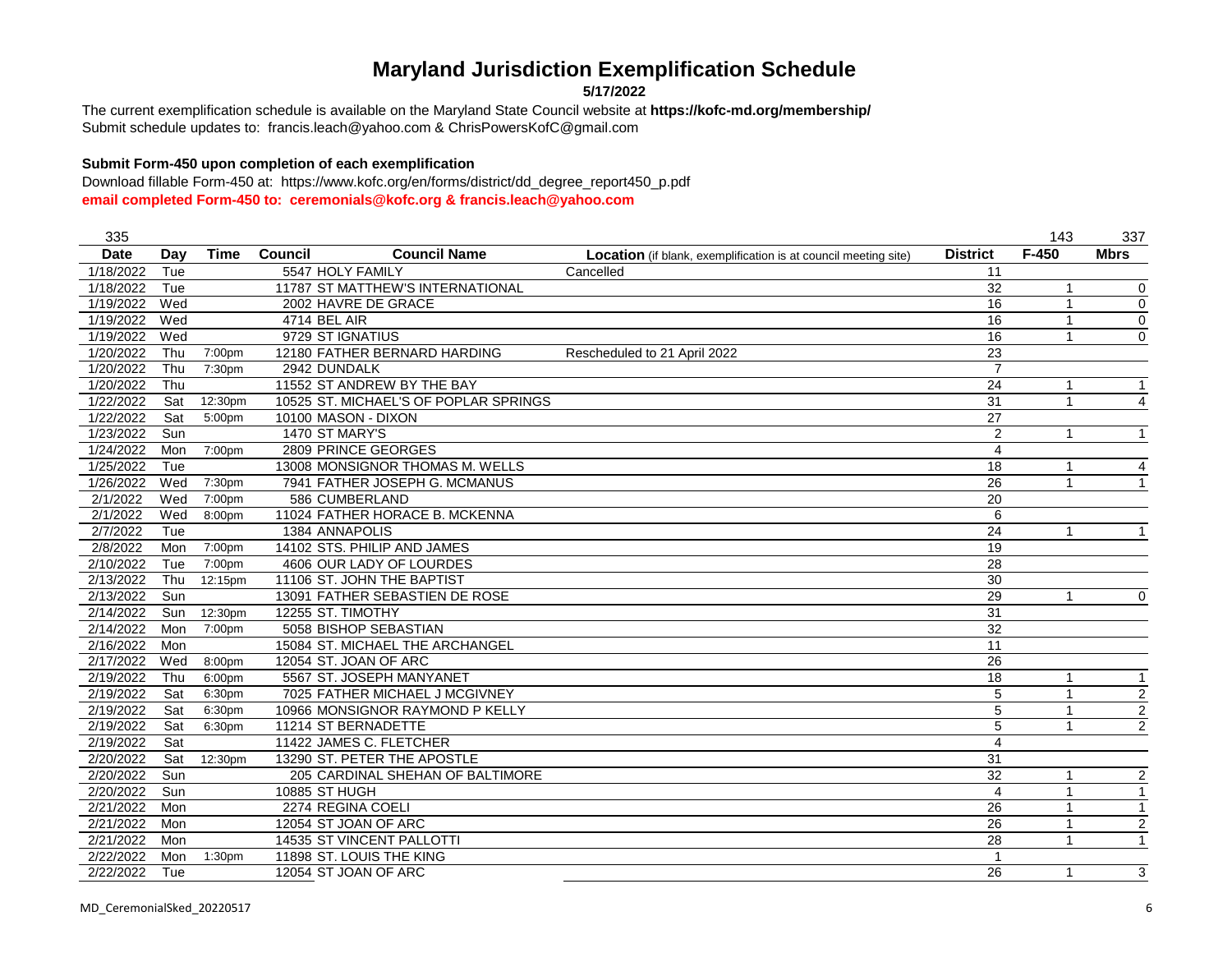# Maryland Jurisdiction Exemplification Schedule

**5/17/2022**

The current exemplification schedule is available on the Maryland State Council website at **https://kofc-md.org/membership/**
Submit schedule updates to: francis.leach@yahoo.com & ChrisPowersKofC@gmail.com

**Submit Form-450 upon completion of each exemplification**

Download fillable Form-450 at: https://www.kofc.org/en/forms/district/dd_degree_report450_p.pdf
**email completed Form-450 to: ceremonials@kofc.org & francis.leach@yahoo.com**

| 335 | | | | | | | 143 | 337 |
|---|---|---|---|---|---|---|---|---|
| **Date** | **Day** | **Time** | **Council** | **Council Name** | **Location** (if blank, exemplification is at council meeting site) | **District** | **F-450** | **Mbrs** |
| 1/18/2022 | Tue | | 5547 | HOLY FAMILY | Cancelled | 11 | | |
| 1/18/2022 | Tue | | 11787 | ST MATTHEW'S INTERNATIONAL | | 32 | 1 | 0 |
| 1/19/2022 | Wed | | 2002 | HAVRE DE GRACE | | 16 | 1 | 0 |
| 1/19/2022 | Wed | | 4714 | BEL AIR | | 16 | 1 | 0 |
| 1/19/2022 | Wed | | 9729 | ST IGNATIUS | | 16 | 1 | 0 |
| 1/20/2022 | Thu | 7:00pm | 12180 | FATHER BERNARD HARDING | Rescheduled to 21 April 2022 | 23 | | |
| 1/20/2022 | Thu | 7:30pm | 2942 | DUNDALK | | 7 | | |
| 1/20/2022 | Thu | | 11552 | ST ANDREW BY THE BAY | | 24 | 1 | 1 |
| 1/22/2022 | Sat | 12:30pm | 10525 | ST. MICHAEL'S OF POPLAR SPRINGS | | 31 | 1 | 4 |
| 1/22/2022 | Sat | 5:00pm | 10100 | MASON - DIXON | | 27 | | |
| 1/23/2022 | Sun | | 1470 | ST MARY'S | | 2 | 1 | 1 |
| 1/24/2022 | Mon | 7:00pm | 2809 | PRINCE GEORGES | | 4 | | |
| 1/25/2022 | Tue | | 13008 | MONSIGNOR THOMAS M. WELLS | | 18 | 1 | 4 |
| 1/26/2022 | Wed | 7:30pm | 7941 | FATHER JOSEPH G. MCMANUS | | 26 | 1 | 1 |
| 2/1/2022 | Wed | 7:00pm | 586 | CUMBERLAND | | 20 | | |
| 2/1/2022 | Wed | 8:00pm | 11024 | FATHER HORACE B. MCKENNA | | 6 | | |
| 2/7/2022 | Tue | | 1384 | ANNAPOLIS | | 24 | 1 | 1 |
| 2/8/2022 | Mon | 7:00pm | 14102 | STS. PHILIP AND JAMES | | 19 | | |
| 2/10/2022 | Tue | 7:00pm | 4606 | OUR LADY OF LOURDES | | 28 | | |
| 2/13/2022 | Thu | 12:15pm | 11106 | ST. JOHN THE BAPTIST | | 30 | | |
| 2/13/2022 | Sun | | 13091 | FATHER SEBASTIEN DE ROSE | | 29 | 1 | 0 |
| 2/14/2022 | Sun | 12:30pm | 12255 | ST. TIMOTHY | | 31 | | |
| 2/14/2022 | Mon | 7:00pm | 5058 | BISHOP SEBASTIAN | | 32 | | |
| 2/16/2022 | Mon | | 15084 | ST. MICHAEL THE ARCHANGEL | | 11 | | |
| 2/17/2022 | Wed | 8:00pm | 12054 | ST. JOAN OF ARC | | 26 | | |
| 2/19/2022 | Thu | 6:00pm | 5567 | ST. JOSEPH MANYANET | | 18 | 1 | 1 |
| 2/19/2022 | Sat | 6:30pm | 7025 | FATHER MICHAEL J MCGIVNEY | | 5 | 1 | 2 |
| 2/19/2022 | Sat | 6:30pm | 10966 | MONSIGNOR RAYMOND P KELLY | | 5 | 1 | 2 |
| 2/19/2022 | Sat | 6:30pm | 11214 | ST BERNADETTE | | 5 | 1 | 2 |
| 2/19/2022 | Sat | | 11422 | JAMES C. FLETCHER | | 4 | | |
| 2/20/2022 | Sat | 12:30pm | 13290 | ST. PETER THE APOSTLE | | 31 | | |
| 2/20/2022 | Sun | | 205 | CARDINAL SHEHAN OF BALTIMORE | | 32 | 1 | 2 |
| 2/20/2022 | Sun | | 10885 | ST HUGH | | 4 | 1 | 1 |
| 2/21/2022 | Mon | | 2274 | REGINA COELI | | 26 | 1 | 1 |
| 2/21/2022 | Mon | | 12054 | ST JOAN OF ARC | | 26 | 1 | 2 |
| 2/21/2022 | Mon | | 14535 | ST VINCENT PALLOTTI | | 28 | 1 | 1 |
| 2/22/2022 | Mon | 1:30pm | 11898 | ST. LOUIS THE KING | | 1 | | |
| 2/22/2022 | Tue | | 12054 | ST JOAN OF ARC | | 26 | 1 | 3 |

MD_CeremonialSked_20220517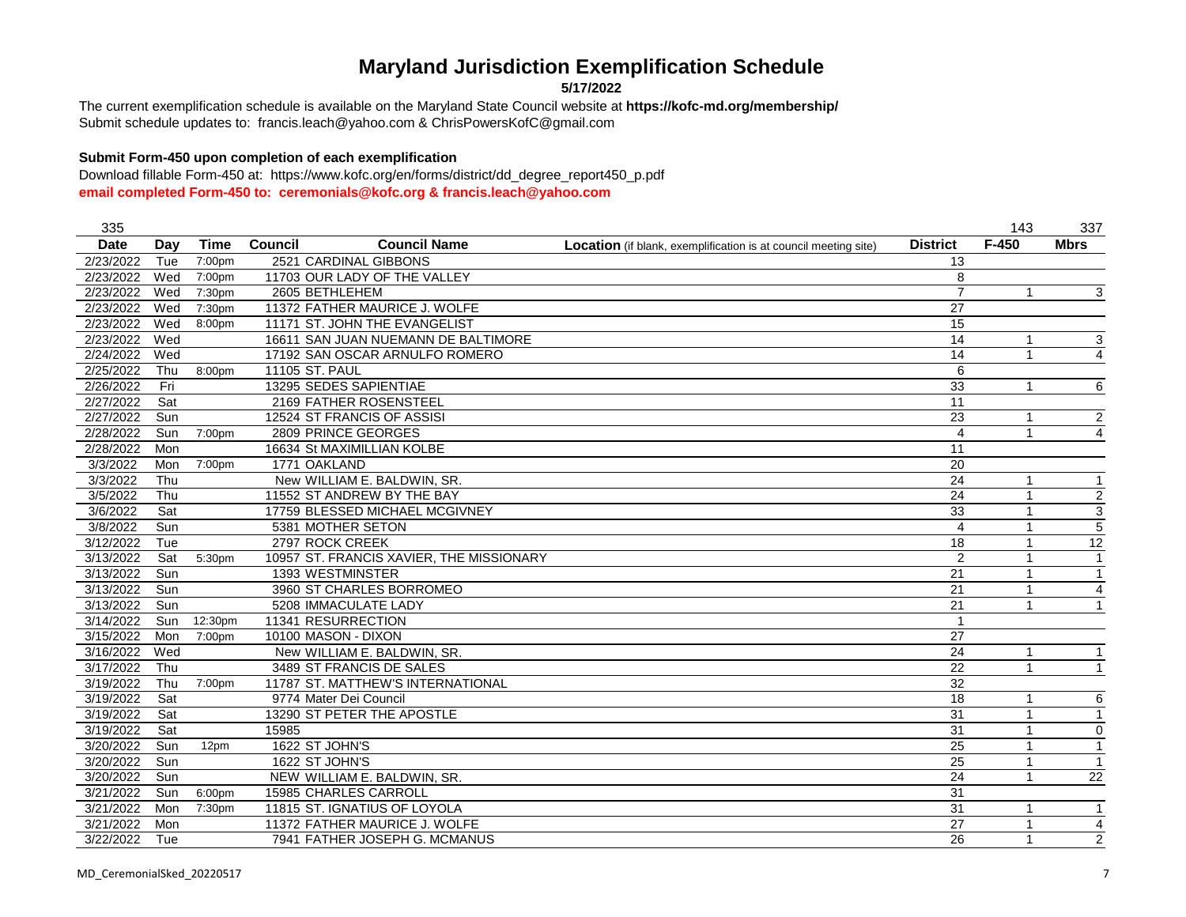# Maryland Jurisdiction Exemplification Schedule

**5/17/2022**

The current exemplification schedule is available on the Maryland State Council website at **https://kofc-md.org/membership/**
Submit schedule updates to: francis.leach@yahoo.com & ChrisPowersKofC@gmail.com

**Submit Form-450 upon completion of each exemplification**

Download fillable Form-450 at: https://www.kofc.org/en/forms/district/dd_degree_report450_p.pdf
**email completed Form-450 to: ceremonials@kofc.org & francis.leach@yahoo.com**

| 335 | | | | | | | 143 | 337 |
|---|---|---|---|---|---|---|---|---|
| **Date** | **Day** | **Time** | **Council** | **Council Name** | **Location** (if blank, exemplification is at council meeting site) | **District** | **F-450** | **Mbrs** |
| 2/23/2022 | Tue | 7:00pm | 2521 | CARDINAL GIBBONS | | 13 | | |
| 2/23/2022 | Wed | 7:00pm | 11703 | OUR LADY OF THE VALLEY | | 8 | | |
| 2/23/2022 | Wed | 7:30pm | 2605 | BETHLEHEM | | 7 | 1 | 3 |
| 2/23/2022 | Wed | 7:30pm | 11372 | FATHER MAURICE J. WOLFE | | 27 | | |
| 2/23/2022 | Wed | 8:00pm | 11171 | ST. JOHN THE EVANGELIST | | 15 | | |
| 2/23/2022 | Wed | | 16611 | SAN JUAN NUEMANN DE BALTIMORE | | 14 | 1 | 3 |
| 2/24/2022 | Wed | | 17192 | SAN OSCAR ARNULFO ROMERO | | 14 | 1 | 4 |
| 2/25/2022 | Thu | 8:00pm | 11105 | ST. PAUL | | 6 | | |
| 2/26/2022 | Fri | | 13295 | SEDES SAPIENTIAE | | 33 | 1 | 6 |
| 2/27/2022 | Sat | | 2169 | FATHER ROSENSTEEL | | 11 | | |
| 2/27/2022 | Sun | | 12524 | ST FRANCIS OF ASSISI | | 23 | 1 | 2 |
| 2/28/2022 | Sun | 7:00pm | 2809 | PRINCE GEORGES | | 4 | 1 | 4 |
| 2/28/2022 | Mon | | 16634 | St MAXIMILLIAN KOLBE | | 11 | | |
| 3/3/2022 | Mon | 7:00pm | 1771 | OAKLAND | | 20 | | |
| 3/3/2022 | Thu | | New | WILLIAM E. BALDWIN, SR. | | 24 | 1 | 1 |
| 3/5/2022 | Thu | | 11552 | ST ANDREW BY THE BAY | | 24 | 1 | 2 |
| 3/6/2022 | Sat | | 17759 | BLESSED MICHAEL MCGIVNEY | | 33 | 1 | 3 |
| 3/8/2022 | Sun | | 5381 | MOTHER SETON | | 4 | 1 | 5 |
| 3/12/2022 | Tue | | 2797 | ROCK CREEK | | 18 | 1 | 12 |
| 3/13/2022 | Sat | 5:30pm | 10957 | ST. FRANCIS XAVIER, THE MISSIONARY | | 2 | 1 | 1 |
| 3/13/2022 | Sun | | 1393 | WESTMINSTER | | 21 | 1 | 1 |
| 3/13/2022 | Sun | | 3960 | ST CHARLES BORROMEO | | 21 | 1 | 4 |
| 3/13/2022 | Sun | | 5208 | IMMACULATE LADY | | 21 | 1 | 1 |
| 3/14/2022 | Sun | 12:30pm | 11341 | RESURRECTION | | 1 | | |
| 3/15/2022 | Mon | 7:00pm | 10100 | MASON - DIXON | | 27 | | |
| 3/16/2022 | Wed | | New | WILLIAM E. BALDWIN, SR. | | 24 | 1 | 1 |
| 3/17/2022 | Thu | | 3489 | ST FRANCIS DE SALES | | 22 | 1 | 1 |
| 3/19/2022 | Thu | 7:00pm | 11787 | ST. MATTHEW'S INTERNATIONAL | | 32 | | |
| 3/19/2022 | Sat | | 9774 | Mater Dei Council | | 18 | 1 | 6 |
| 3/19/2022 | Sat | | 13290 | ST PETER THE APOSTLE | | 31 | 1 | 1 |
| 3/19/2022 | Sat | | 15985 | | | 31 | 1 | 0 |
| 3/20/2022 | Sun | 12pm | 1622 | ST JOHN'S | | 25 | 1 | 1 |
| 3/20/2022 | Sun | | 1622 | ST JOHN'S | | 25 | 1 | 1 |
| 3/20/2022 | Sun | | NEW | WILLIAM E. BALDWIN, SR. | | 24 | 1 | 22 |
| 3/21/2022 | Sun | 6:00pm | 15985 | CHARLES CARROLL | | 31 | | |
| 3/21/2022 | Mon | 7:30pm | 11815 | ST. IGNATIUS OF LOYOLA | | 31 | 1 | 1 |
| 3/21/2022 | Mon | | 11372 | FATHER MAURICE J. WOLFE | | 27 | 1 | 4 |
| 3/22/2022 | Tue | | 7941 | FATHER JOSEPH G. MCMANUS | | 26 | 1 | 2 |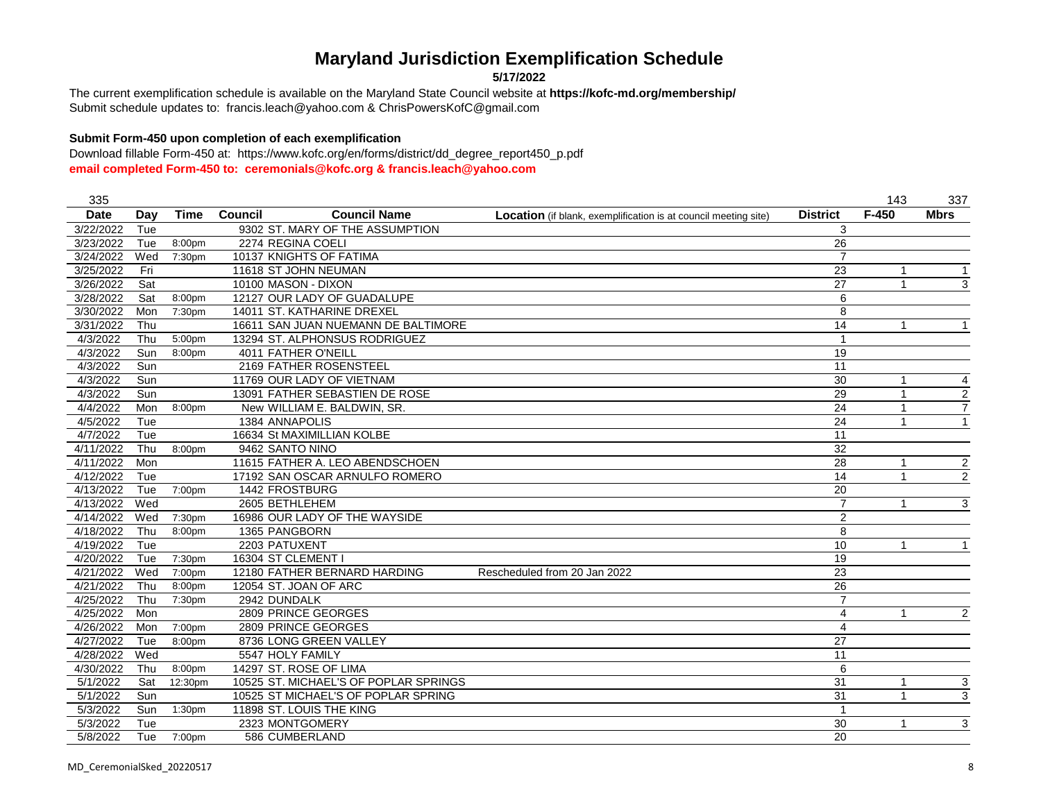# Maryland Jurisdiction Exemplification Schedule

**5/17/2022**

The current exemplification schedule is available on the Maryland State Council website at **https://kofc-md.org/membership/**
Submit schedule updates to: francis.leach@yahoo.com & ChrisPowersKofC@gmail.com

**Submit Form-450 upon completion of each exemplification**

Download fillable Form-450 at: https://www.kofc.org/en/forms/district/dd_degree_report450_p.pdf
**email completed Form-450 to: ceremonials@kofc.org & francis.leach@yahoo.com**

| 335 | | | | | | | 143 | 337 |
|---|---|---|---|---|---|---|---|---|
| **Date** | **Day** | **Time** | **Council** | **Council Name** | **Location** (if blank, exemplification is at council meeting site) | **District** | **F-450** | **Mbrs** |
| 3/22/2022 | Tue | | 9302 | ST. MARY OF THE ASSUMPTION | | 3 | | |
| 3/23/2022 | Tue | 8:00pm | 2274 | REGINA COELI | | 26 | | |
| 3/24/2022 | Wed | 7:30pm | 10137 | KNIGHTS OF FATIMA | | 7 | | |
| 3/25/2022 | Fri | | 11618 | ST JOHN NEUMAN | | 23 | 1 | 1 |
| 3/26/2022 | Sat | | 10100 | MASON - DIXON | | 27 | 1 | 3 |
| 3/28/2022 | Sat | 8:00pm | 12127 | OUR LADY OF GUADALUPE | | 6 | | |
| 3/30/2022 | Mon | 7:30pm | 14011 | ST. KATHARINE DREXEL | | 8 | | |
| 3/31/2022 | Thu | | 16611 | SAN JUAN NUEMANN DE BALTIMORE | | 14 | 1 | 1 |
| 4/3/2022 | Thu | 5:00pm | 13294 | ST. ALPHONSUS RODRIGUEZ | | 1 | | |
| 4/3/2022 | Sun | 8:00pm | 4011 | FATHER O'NEILL | | 19 | | |
| 4/3/2022 | Sun | | 2169 | FATHER ROSENSTEEL | | 11 | | |
| 4/3/2022 | Sun | | 11769 | OUR LADY OF VIETNAM | | 30 | 1 | 4 |
| 4/3/2022 | Sun | | 13091 | FATHER SEBASTIEN DE ROSE | | 29 | 1 | 2 |
| 4/4/2022 | Mon | 8:00pm | New | WILLIAM E. BALDWIN, SR. | | 24 | 1 | 7 |
| 4/5/2022 | Tue | | 1384 | ANNAPOLIS | | 24 | 1 | 1 |
| 4/7/2022 | Tue | | 16634 | St MAXIMILLIAN KOLBE | | 11 | | |
| 4/11/2022 | Thu | 8:00pm | 9462 | SANTO NINO | | 32 | | |
| 4/11/2022 | Mon | | 11615 | FATHER A. LEO ABENDSCHOEN | | 28 | 1 | 2 |
| 4/12/2022 | Tue | | 17192 | SAN OSCAR ARNULFO ROMERO | | 14 | 1 | 2 |
| 4/13/2022 | Tue | 7:00pm | 1442 | FROSTBURG | | 20 | | |
| 4/13/2022 | Wed | | 2605 | BETHLEHEM | | 7 | 1 | 3 |
| 4/14/2022 | Wed | 7:30pm | 16986 | OUR LADY OF THE WAYSIDE | | 2 | | |
| 4/18/2022 | Thu | 8:00pm | 1365 | PANGBORN | | 8 | | |
| 4/19/2022 | Tue | | 2203 | PATUXENT | | 10 | 1 | 1 |
| 4/20/2022 | Tue | 7:30pm | 16304 | ST CLEMENT I | | 19 | | |
| 4/21/2022 | Wed | 7:00pm | 12180 | FATHER BERNARD HARDING | Rescheduled from 20 Jan 2022 | 23 | | |
| 4/21/2022 | Thu | 8:00pm | 12054 | ST. JOAN OF ARC | | 26 | | |
| 4/25/2022 | Thu | 7:30pm | 2942 | DUNDALK | | 7 | | |
| 4/25/2022 | Mon | | 2809 | PRINCE GEORGES | | 4 | 1 | 2 |
| 4/26/2022 | Mon | 7:00pm | 2809 | PRINCE GEORGES | | 4 | | |
| 4/27/2022 | Tue | 8:00pm | 8736 | LONG GREEN VALLEY | | 27 | | |
| 4/28/2022 | Wed | | 5547 | HOLY FAMILY | | 11 | | |
| 4/30/2022 | Thu | 8:00pm | 14297 | ST. ROSE OF LIMA | | 6 | | |
| 5/1/2022 | Sat | 12:30pm | 10525 | ST. MICHAEL'S OF POPLAR SPRINGS | | 31 | 1 | 3 |
| 5/1/2022 | Sun | | 10525 | ST MICHAEL'S OF POPLAR SPRING | | 31 | 1 | 3 |
| 5/3/2022 | Sun | 1:30pm | 11898 | ST. LOUIS THE KING | | 1 | | |
| 5/3/2022 | Tue | | 2323 | MONTGOMERY | | 30 | 1 | 3 |
| 5/8/2022 | Tue | 7:00pm | 586 | CUMBERLAND | | 20 | | |

MD_CeremonialSked_20220517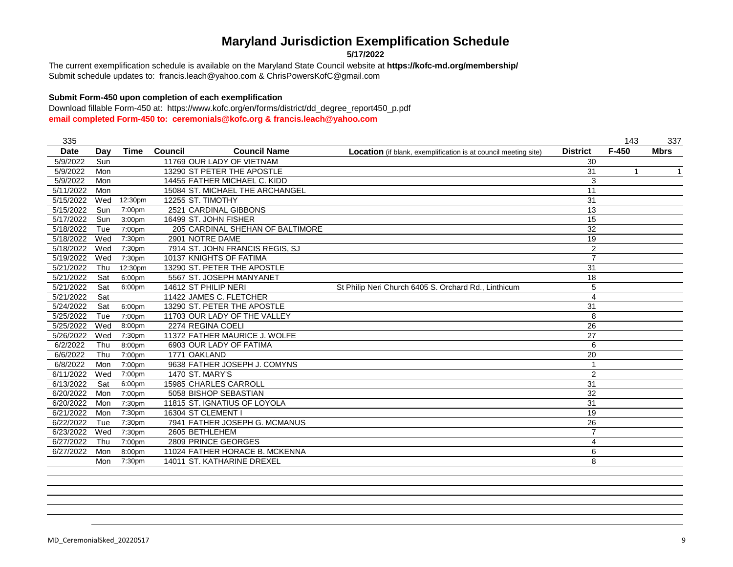# Maryland Jurisdiction Exemplification Schedule

**5/17/2022**

The current exemplification schedule is available on the Maryland State Council website at **https://kofc-md.org/membership/**
Submit schedule updates to: francis.leach@yahoo.com & ChrisPowersKofC@gmail.com

**Submit Form-450 upon completion of each exemplification**

Download fillable Form-450 at: https://www.kofc.org/en/forms/district/dd_degree_report450_p.pdf
**email completed Form-450 to: ceremonials@kofc.org & francis.leach@yahoo.com**

| 335 | | | | | | | 143 | 337 |
|---|---|---|---|---|---|---|---|---|
| **Date** | **Day** | **Time** | **Council** | **Council Name** | **Location** (if blank, exemplification is at council meeting site) | **District** | **F-450** | **Mbrs** |
| 5/9/2022 | Sun | | 11769 | OUR LADY OF VIETNAM | | 30 | | |
| 5/9/2022 | Mon | | 13290 | ST PETER THE APOSTLE | | 31 | 1 | 1 |
| 5/9/2022 | Mon | | 14455 | FATHER MICHAEL C. KIDD | | 3 | | |
| 5/11/2022 | Mon | | 15084 | ST. MICHAEL THE ARCHANGEL | | 11 | | |
| 5/15/2022 | Wed | 12:30pm | 12255 | ST. TIMOTHY | | 31 | | |
| 5/15/2022 | Sun | 7:00pm | 2521 | CARDINAL GIBBONS | | 13 | | |
| 5/17/2022 | Sun | 3:00pm | 16499 | ST. JOHN FISHER | | 15 | | |
| 5/18/2022 | Tue | 7:00pm | 205 | CARDINAL SHEHAN OF BALTIMORE | | 32 | | |
| 5/18/2022 | Wed | 7:30pm | 2901 | NOTRE DAME | | 19 | | |
| 5/18/2022 | Wed | 7:30pm | 7914 | ST. JOHN FRANCIS REGIS, SJ | | 2 | | |
| 5/19/2022 | Wed | 7:30pm | 10137 | KNIGHTS OF FATIMA | | 7 | | |
| 5/21/2022 | Thu | 12:30pm | 13290 | ST. PETER THE APOSTLE | | 31 | | |
| 5/21/2022 | Sat | 6:00pm | 5567 | ST. JOSEPH MANYANET | | 18 | | |
| 5/21/2022 | Sat | 6:00pm | 14612 | ST PHILIP NERI | St Philip Neri Church 6405 S. Orchard Rd., Linthicum | 5 | | |
| 5/21/2022 | Sat | | 11422 | JAMES C. FLETCHER | | 4 | | |
| 5/24/2022 | Sat | 6:00pm | 13290 | ST. PETER THE APOSTLE | | 31 | | |
| 5/25/2022 | Tue | 7:00pm | 11703 | OUR LADY OF THE VALLEY | | 8 | | |
| 5/25/2022 | Wed | 8:00pm | 2274 | REGINA COELI | | 26 | | |
| 5/26/2022 | Wed | 7:30pm | 11372 | FATHER MAURICE J. WOLFE | | 27 | | |
| 6/2/2022 | Thu | 8:00pm | 6903 | OUR LADY OF FATIMA | | 6 | | |
| 6/6/2022 | Thu | 7:00pm | 1771 | OAKLAND | | 20 | | |
| 6/8/2022 | Mon | 7:00pm | 9638 | FATHER JOSEPH J. COMYNS | | 1 | | |
| 6/11/2022 | Wed | 7:00pm | 1470 | ST. MARY'S | | 2 | | |
| 6/13/2022 | Sat | 6:00pm | 15985 | CHARLES CARROLL | | 31 | | |
| 6/20/2022 | Mon | 7:00pm | 5058 | BISHOP SEBASTIAN | | 32 | | |
| 6/20/2022 | Mon | 7:30pm | 11815 | ST. IGNATIUS OF LOYOLA | | 31 | | |
| 6/21/2022 | Mon | 7:30pm | 16304 | ST CLEMENT I | | 19 | | |
| 6/22/2022 | Tue | 7:30pm | 7941 | FATHER JOSEPH G. MCMANUS | | 26 | | |
| 6/23/2022 | Wed | 7:30pm | 2605 | BETHLEHEM | | 7 | | |
| 6/27/2022 | Thu | 7:00pm | 2809 | PRINCE GEORGES | | 4 | | |
| 6/27/2022 | Mon | 8:00pm | 11024 | FATHER HORACE B. MCKENNA | | 6 | | |
| | Mon | 7:30pm | 14011 | ST. KATHARINE DREXEL | | 8 | | |

MD_CeremonialSked_20220517